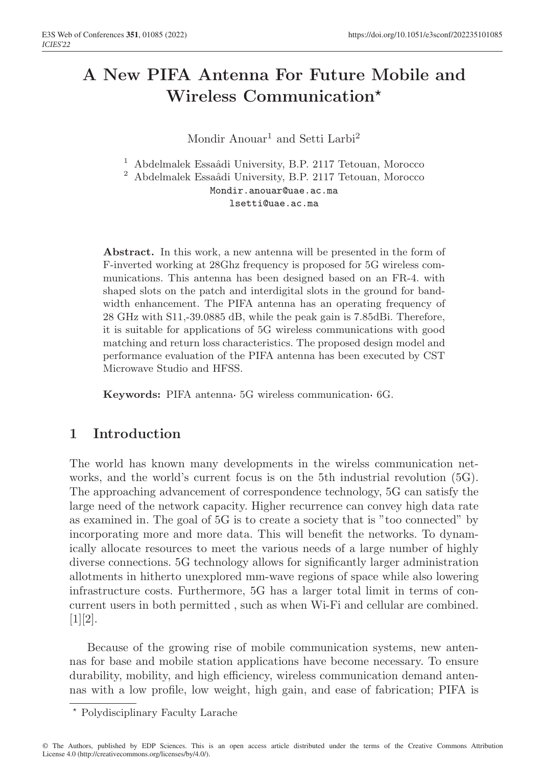# A New PIFA Antenna For Future Mobile and Wireless Communication*

Mondir Anouar[1] and Setti Larbi[2]

[1] Abdelmalek Essaâdi University, B.P. 2117 Tetouan, Morocco
[2] Abdelmalek Essaâdi University, B.P. 2117 Tetouan, Morocco
Mondir.anouar@uae.ac.ma
lsetti@uae.ac.ma

**Abstract.** In this work, a new antenna will be presented in the form of F-inverted working at 28Ghz frequency is proposed for 5G wireless communications. This antenna has been designed based on an FR-4. with shaped slots on the patch and interdigital slots in the ground for bandwidth enhancement. The PIFA antenna has an operating frequency of 28 GHz with S11,-39.0885 dB, while the peak gain is 7.85dBi. Therefore, it is suitable for applications of 5G wireless communications with good matching and return loss characteristics. The proposed design model and performance evaluation of the PIFA antenna has been executed by CST Microwave Studio and HFSS.

**Keywords:** PIFA antenna· 5G wireless communication· 6G.

## 1 Introduction

The world has known many developments in the wirelss communication networks, and the world's current focus is on the 5th industrial revolution (5G). The approaching advancement of correspondence technology, 5G can satisfy the large need of the network capacity. Higher recurrence can convey high data rate as examined in. The goal of 5G is to create a society that is "too connected" by incorporating more and more data. This will benefit the networks. To dynamically allocate resources to meet the various needs of a large number of highly diverse connections. 5G technology allows for significantly larger administration allotments in hitherto unexplored mm-wave regions of space while also lowering infrastructure costs. Furthermore, 5G has a larger total limit in terms of concurrent users in both permitted , such as when Wi-Fi and cellular are combined. [1][2].

Because of the growing rise of mobile communication systems, new antennas for base and mobile station applications have become necessary. To ensure durability, mobility, and high efficiency, wireless communication demand antennas with a low profile, low weight, high gain, and ease of fabrication; PIFA is

* Polydisciplinary Faculty Larache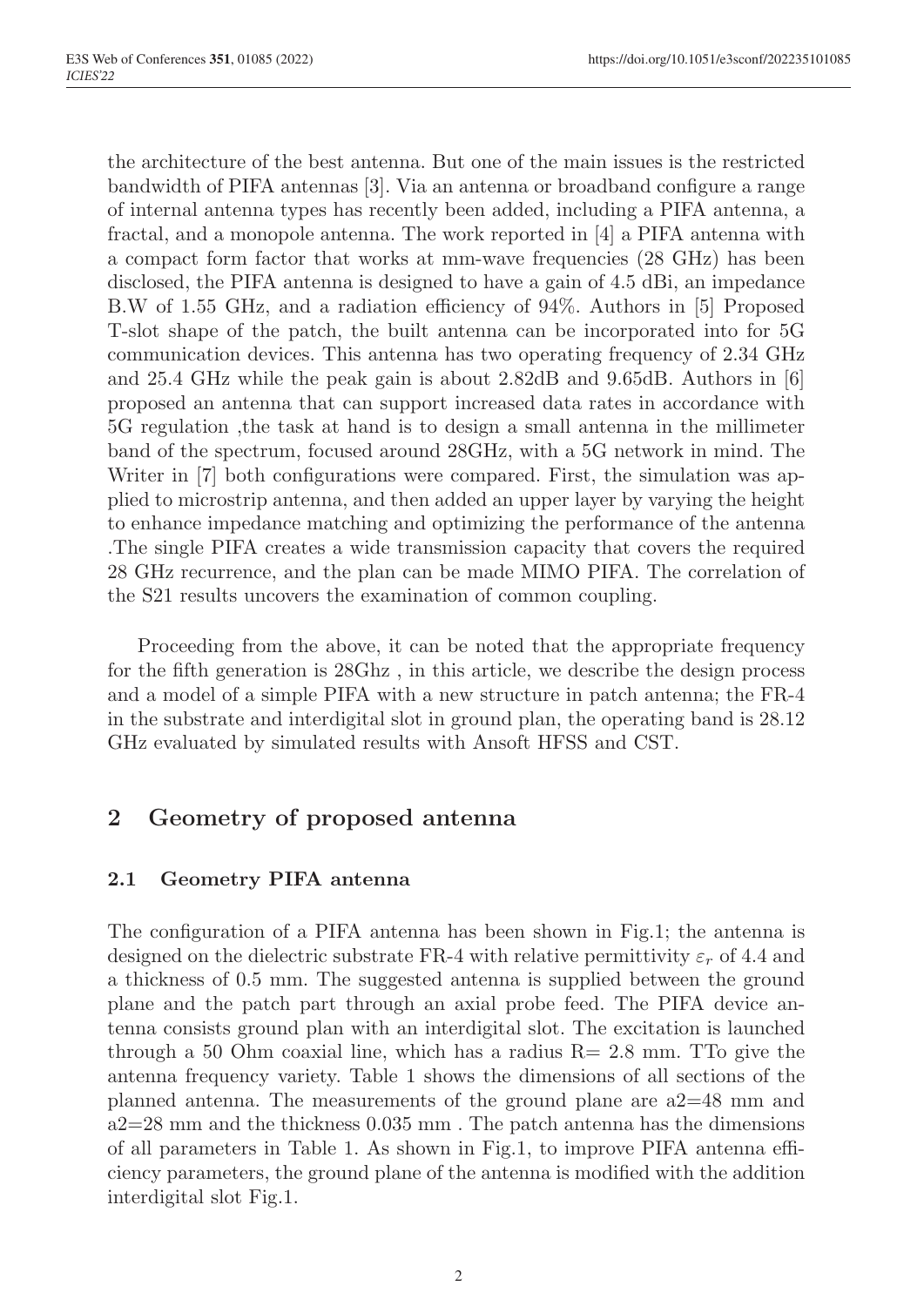the architecture of the best antenna. But one of the main issues is the restricted bandwidth of PIFA antennas [3]. Via an antenna or broadband configure a range of internal antenna types has recently been added, including a PIFA antenna, a fractal, and a monopole antenna. The work reported in [4] a PIFA antenna with a compact form factor that works at mm-wave frequencies (28 GHz) has been disclosed, the PIFA antenna is designed to have a gain of 4.5 dBi, an impedance B.W of 1.55 GHz, and a radiation efficiency of 94%. Authors in [5] Proposed T-slot shape of the patch, the built antenna can be incorporated into for 5G communication devices. This antenna has two operating frequency of 2.34 GHz and 25.4 GHz while the peak gain is about 2.82dB and 9.65dB. Authors in [6] proposed an antenna that can support increased data rates in accordance with 5G regulation ,the task at hand is to design a small antenna in the millimeter band of the spectrum, focused around 28GHz, with a 5G network in mind. The Writer in [7] both configurations were compared. First, the simulation was applied to microstrip antenna, and then added an upper layer by varying the height to enhance impedance matching and optimizing the performance of the antenna .The single PIFA creates a wide transmission capacity that covers the required 28 GHz recurrence, and the plan can be made MIMO PIFA. The correlation of the S21 results uncovers the examination of common coupling.

Proceeding from the above, it can be noted that the appropriate frequency for the fifth generation is 28Ghz , in this article, we describe the design process and a model of a simple PIFA with a new structure in patch antenna; the FR-4 in the substrate and interdigital slot in ground plan, the operating band is 28.12 GHz evaluated by simulated results with Ansoft HFSS and CST.

## 2 Geometry of proposed antenna

### 2.1 Geometry PIFA antenna

The configuration of a PIFA antenna has been shown in Fig.1; the antenna is designed on the dielectric substrate FR-4 with relative permittivity $\varepsilon_r$ of 4.4 and a thickness of 0.5 mm. The suggested antenna is supplied between the ground plane and the patch part through an axial probe feed. The PIFA device antenna consists ground plan with an interdigital slot. The excitation is launched through a 50 Ohm coaxial line, which has a radius R= 2.8 mm. TTo give the antenna frequency variety. Table 1 shows the dimensions of all sections of the planned antenna. The measurements of the ground plane are a2=48 mm and a2=28 mm and the thickness 0.035 mm . The patch antenna has the dimensions of all parameters in Table 1. As shown in Fig.1, to improve PIFA antenna efficiency parameters, the ground plane of the antenna is modified with the addition interdigital slot Fig.1.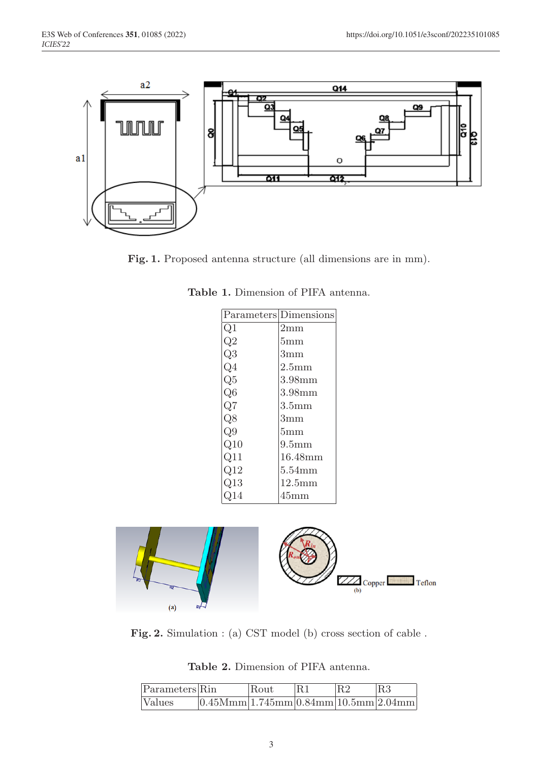**Fig. 1.** Proposed antenna structure (all dimensions are in mm).

**Table 1.** Dimension of PIFA antenna.

| Parameters | Dimensions |
|---|---|
| Q1 | 2mm |
| Q2 | 5mm |
| Q3 | 3mm |
| Q4 | 2.5mm |
| Q5 | 3.98mm |
| Q6 | 3.98mm |
| Q7 | 3.5mm |
| Q8 | 3mm |
| Q9 | 5mm |
| Q10 | 9.5mm |
| Q11 | 16.48mm |
| Q12 | 5.54mm |
| Q13 | 12.5mm |
| Q14 | 45mm |

**Fig. 2.** Simulation : (a) CST model (b) cross section of cable .

**Table 2.** Dimension of PIFA antenna.

| Parameters | Rin | Rout | R1 | R2 | R3 |
|---|---|---|---|---|---|
| Values | 0.45Mmm | 1.745mm | 0.84mm | 10.5mm | 2.04mm |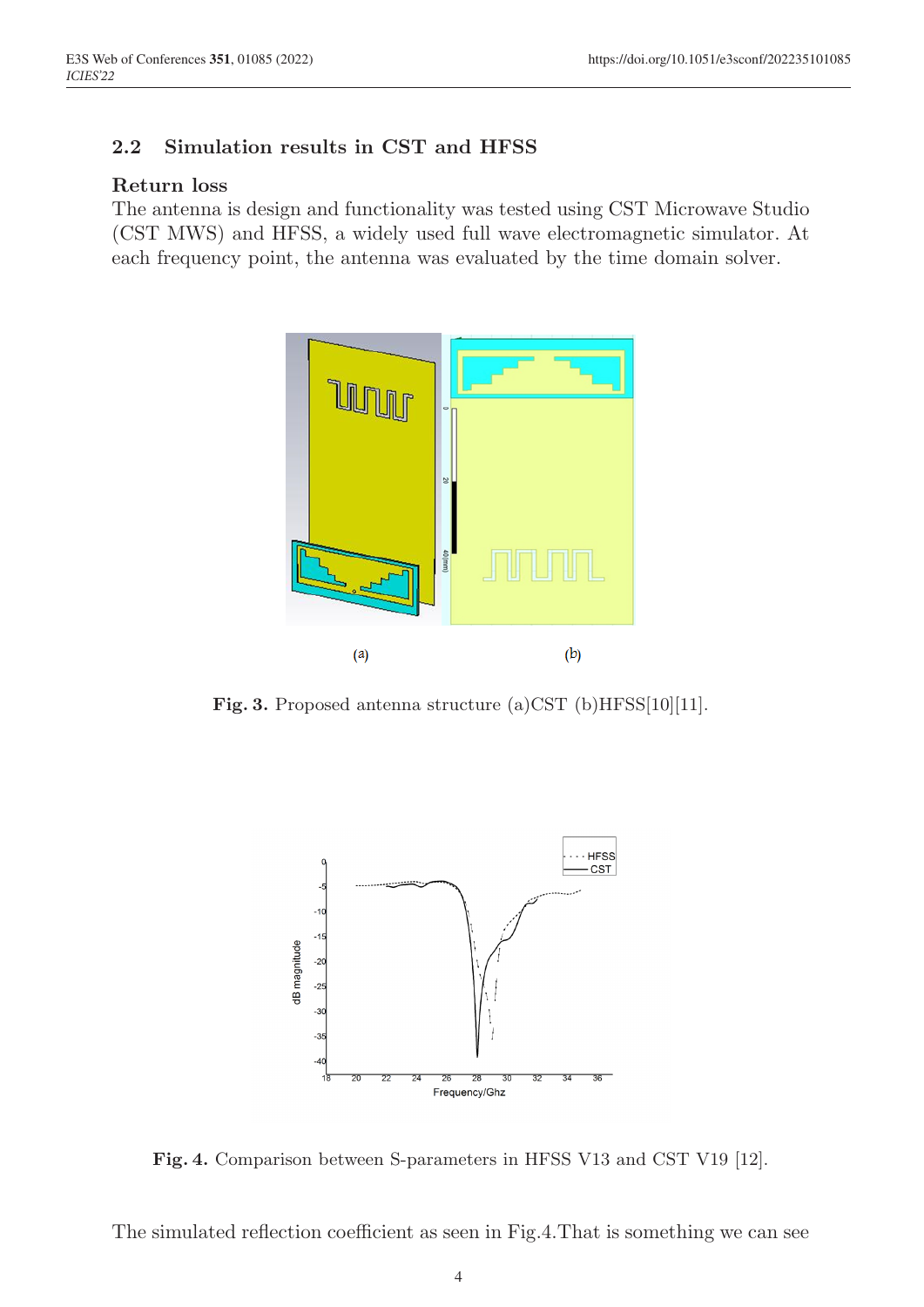## 2.2 Simulation results in CST and HFSS

### Return loss

The antenna is design and functionality was tested using CST Microwave Studio (CST MWS) and HFSS, a widely used full wave electromagnetic simulator. At each frequency point, the antenna was evaluated by the time domain solver.

(a) (b)

**Fig. 3.** Proposed antenna structure (a)CST (b)HFSS[10][11].

**Fig. 4.** Comparison between S-parameters in HFSS V13 and CST V19 [12].

The simulated reflection coefficient as seen in Fig.4.That is something we can see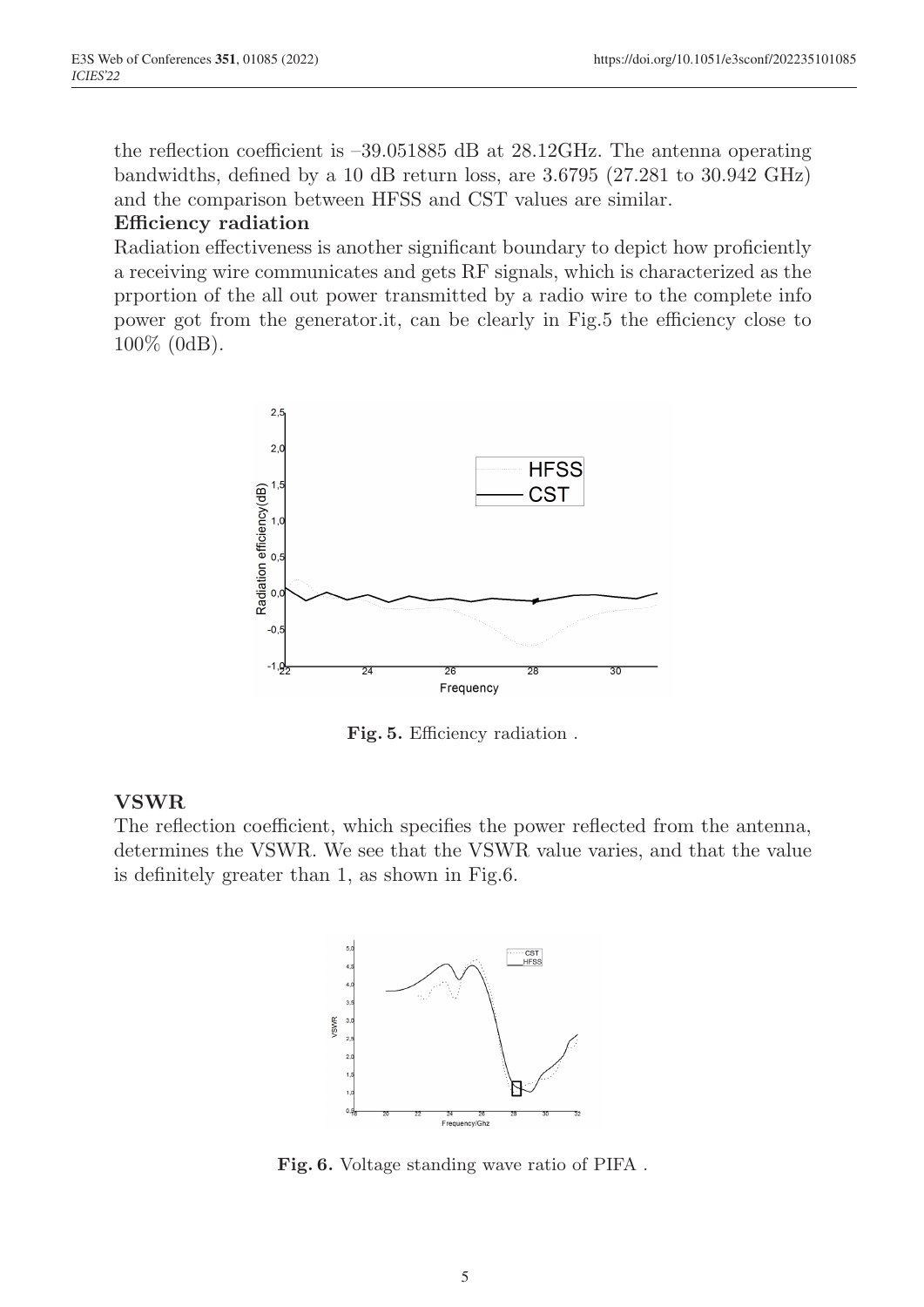the reflection coefficient is –39.051885 dB at 28.12GHz. The antenna operating bandwidths, defined by a 10 dB return loss, are 3.6795 (27.281 to 30.942 GHz) and the comparison between HFSS and CST values are similar.

**Efficiency radiation**

Radiation effectiveness is another significant boundary to depict how proficiently a receiving wire communicates and gets RF signals, which is characterized as the prportion of the all out power transmitted by a radio wire to the complete info power got from the generator.it, can be clearly in Fig.5 the efficiency close to 100% (0dB).

**Fig. 5.** Efficiency radiation .

## VSWR

The reflection coefficient, which specifies the power reflected from the antenna, determines the VSWR. We see that the VSWR value varies, and that the value is definitely greater than 1, as shown in Fig.6.

**Fig. 6.** Voltage standing wave ratio of PIFA .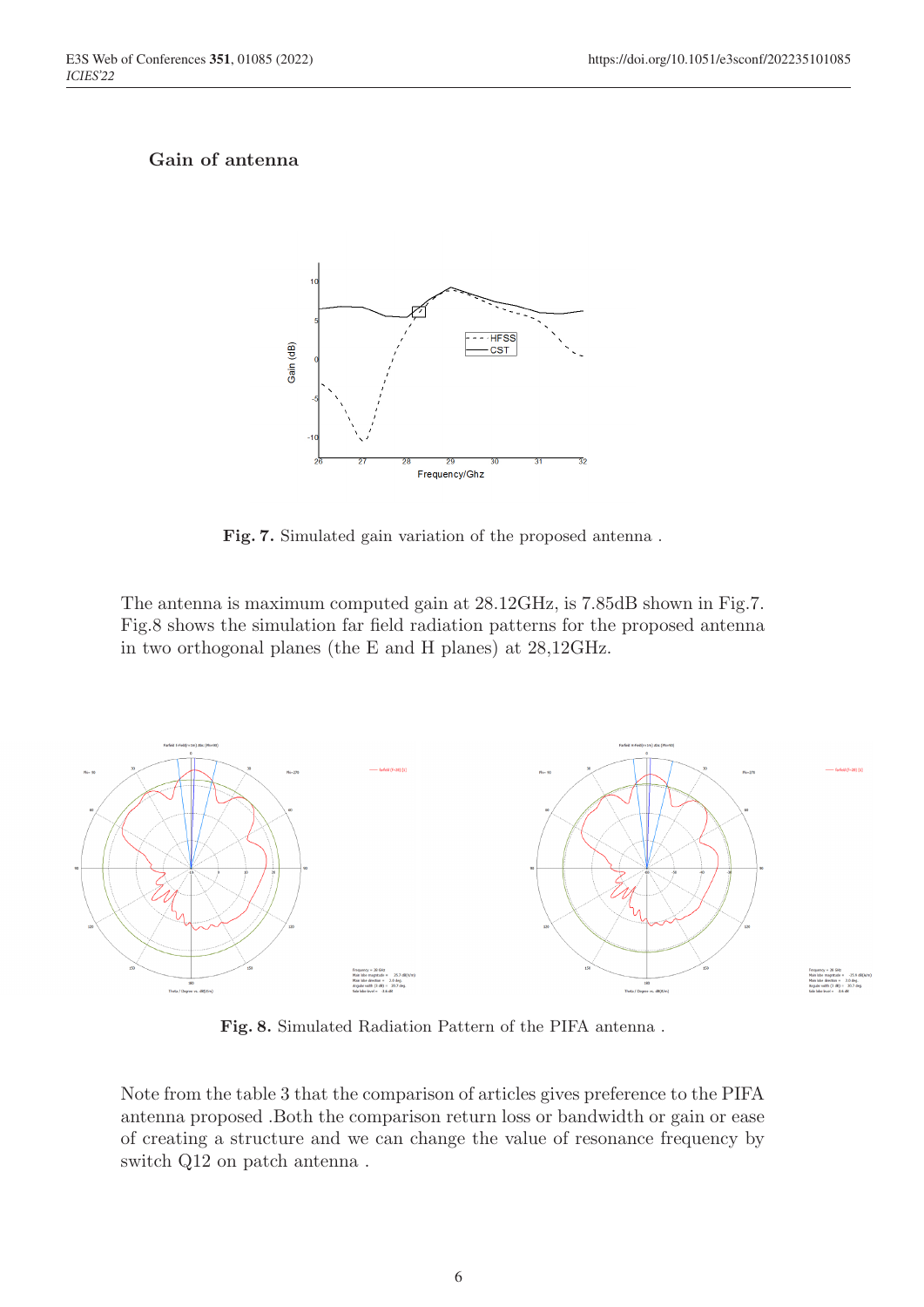### Gain of antenna

**Fig. 7.** Simulated gain variation of the proposed antenna .

The antenna is maximum computed gain at 28.12GHz, is 7.85dB shown in Fig.7. Fig.8 shows the simulation far field radiation patterns for the proposed antenna in two orthogonal planes (the E and H planes) at 28,12GHz.

**Fig. 8.** Simulated Radiation Pattern of the PIFA antenna .

Note from the table 3 that the comparison of articles gives preference to the PIFA antenna proposed .Both the comparison return loss or bandwidth or gain or ease of creating a structure and we can change the value of resonance frequency by switch Q12 on patch antenna .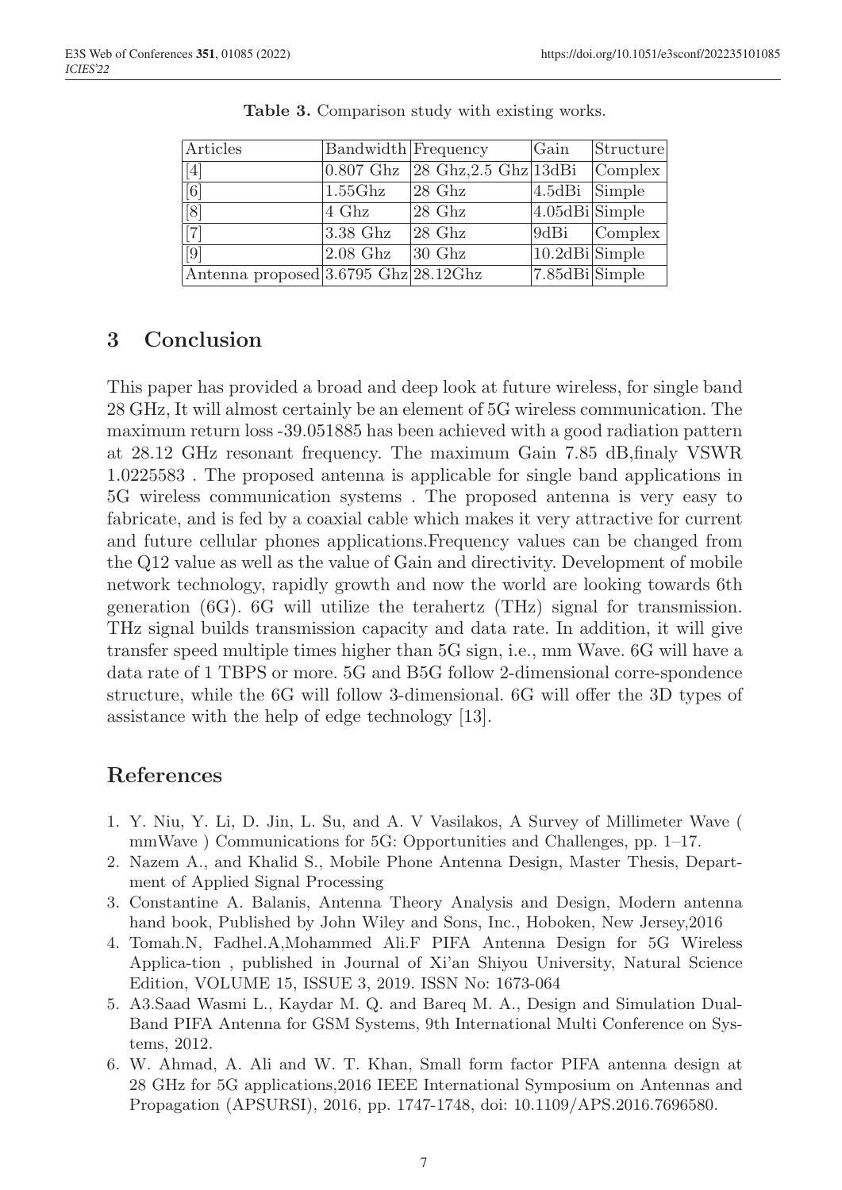**Table 3.** Comparison study with existing works.

| Articles | Bandwidth | Frequency | Gain | Structure |
|---|---|---|---|---|
| [4] | 0.807 Ghz | 28 Ghz,2.5 Ghz | 13dBi | Complex |
| [6] | 1.55Ghz | 28 Ghz | 4.5dBi | Simple |
| [8] | 4 Ghz | 28 Ghz | 4.05dBi | Simple |
| [7] | 3.38 Ghz | 28 Ghz | 9dBi | Complex |
| [9] | 2.08 Ghz | 30 Ghz | 10.2dBi | Simple |
| Antenna proposed | 3.6795 Ghz | 28.12Ghz | 7.85dBi | Simple |

## 3 Conclusion

This paper has provided a broad and deep look at future wireless, for single band 28 GHz, It will almost certainly be an element of 5G wireless communication. The maximum return loss -39.051885 has been achieved with a good radiation pattern at 28.12 GHz resonant frequency. The maximum Gain 7.85 dB,finaly VSWR 1.0225583 . The proposed antenna is applicable for single band applications in 5G wireless communication systems . The proposed antenna is very easy to fabricate, and is fed by a coaxial cable which makes it very attractive for current and future cellular phones applications.Frequency values can be changed from the Q12 value as well as the value of Gain and directivity. Development of mobile network technology, rapidly growth and now the world are looking towards 6th generation (6G). 6G will utilize the terahertz (THz) signal for transmission. THz signal builds transmission capacity and data rate. In addition, it will give transfer speed multiple times higher than 5G sign, i.e., mm Wave. 6G will have a data rate of 1 TBPS or more. 5G and B5G follow 2-dimensional corre-spondence structure, while the 6G will follow 3-dimensional. 6G will offer the 3D types of assistance with the help of edge technology [13].

## References

1. Y. Niu, Y. Li, D. Jin, L. Su, and A. V Vasilakos, A Survey of Millimeter Wave ( mmWave ) Communications for 5G: Opportunities and Challenges, pp. 1–17.
2. Nazem A., and Khalid S., Mobile Phone Antenna Design, Master Thesis, Department of Applied Signal Processing
3. Constantine A. Balanis, Antenna Theory Analysis and Design, Modern antenna hand book, Published by John Wiley and Sons, Inc., Hoboken, New Jersey,2016
4. Tomah.N, Fadhel.A,Mohammed Ali.F PIFA Antenna Design for 5G Wireless Applica-tion , published in Journal of Xi'an Shiyou University, Natural Science Edition, VOLUME 15, ISSUE 3, 2019. ISSN No: 1673-064
5. A3.Saad Wasmi L., Kaydar M. Q. and Bareq M. A., Design and Simulation Dual-Band PIFA Antenna for GSM Systems, 9th International Multi Conference on Systems, 2012.
6. W. Ahmad, A. Ali and W. T. Khan, Small form factor PIFA antenna design at 28 GHz for 5G applications,2016 IEEE International Symposium on Antennas and Propagation (APSURSI), 2016, pp. 1747-1748, doi: 10.1109/APS.2016.7696580.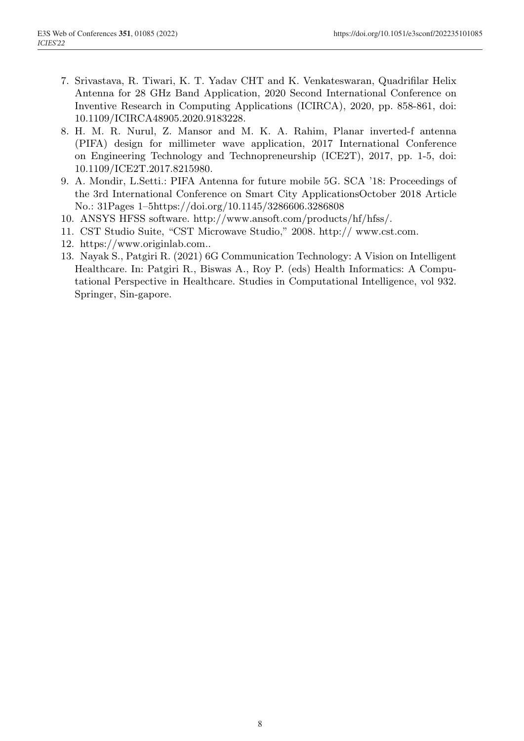7. Srivastava, R. Tiwari, K. T. Yadav CHT and K. Venkateswaran, Quadrifilar Helix Antenna for 28 GHz Band Application, 2020 Second International Conference on Inventive Research in Computing Applications (ICIRCA), 2020, pp. 858-861, doi: 10.1109/ICIRCA48905.2020.9183228.
8. H. M. R. Nurul, Z. Mansor and M. K. A. Rahim, Planar inverted-f antenna (PIFA) design for millimeter wave application, 2017 International Conference on Engineering Technology and Technopreneurship (ICE2T), 2017, pp. 1-5, doi: 10.1109/ICE2T.2017.8215980.
9. A. Mondir, L.Setti.: PIFA Antenna for future mobile 5G. SCA '18: Proceedings of the 3rd International Conference on Smart City ApplicationsOctober 2018 Article No.: 31Pages 1–5https://doi.org/10.1145/3286606.3286808
10. ANSYS HFSS software. http://www.ansoft.com/products/hf/hfss/.
11. CST Studio Suite, "CST Microwave Studio," 2008. http:// www.cst.com.
12. https://www.originlab.com..
13. Nayak S., Patgiri R. (2021) 6G Communication Technology: A Vision on Intelligent Healthcare. In: Patgiri R., Biswas A., Roy P. (eds) Health Informatics: A Computational Perspective in Healthcare. Studies in Computational Intelligence, vol 932. Springer, Sin-gapore.